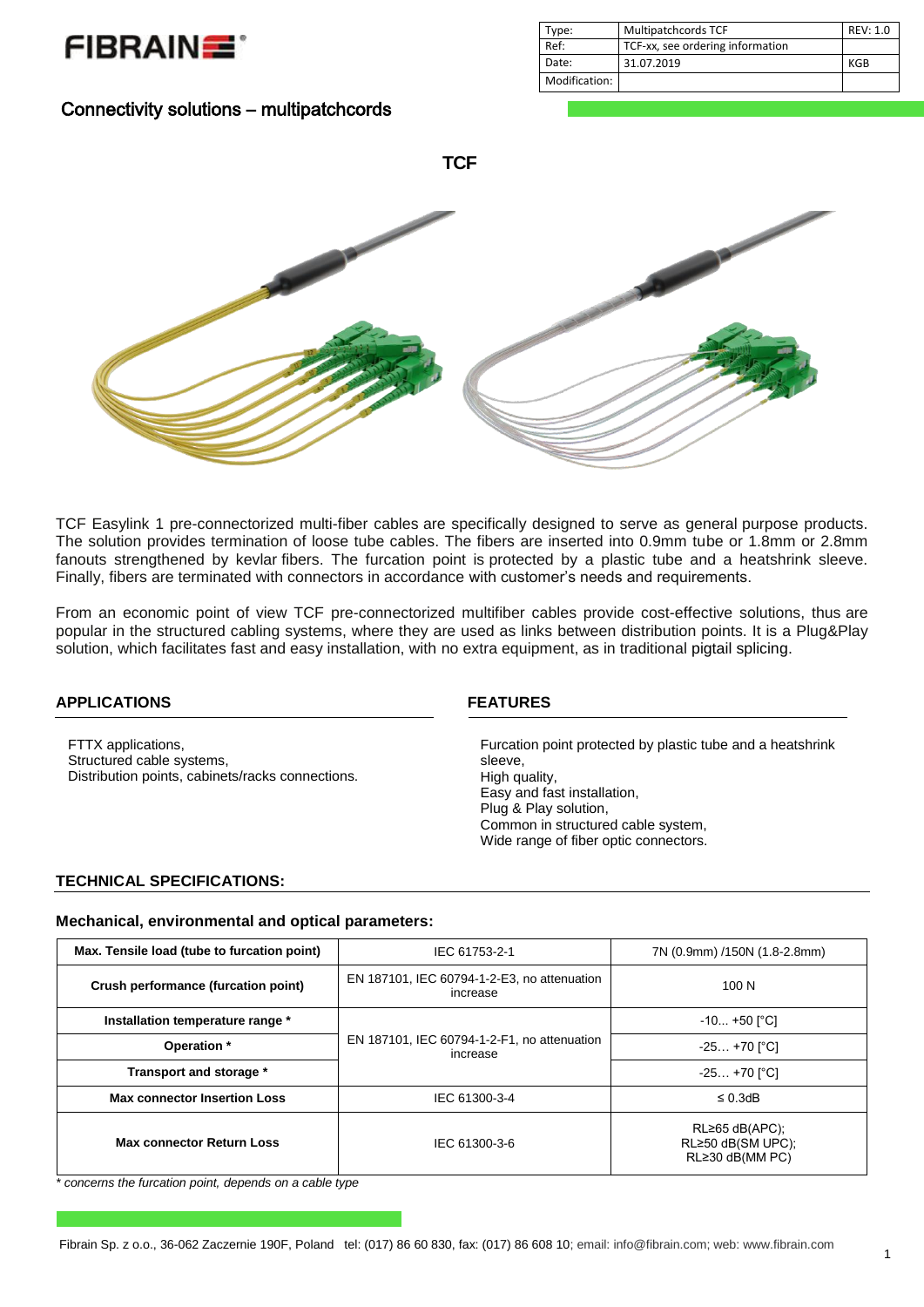| Type: | Multipatchcords TCF | REV: 1.0 |
| --- | --- | --- |
| Ref: | TCF-xx, see ordering information | |
| Date: | 31.07.2019 | KGB |
| Modification: | | |

# Connectivity solutions – multipatchcords

## TCF

TCF Easylink 1 pre-connectorized multi-fiber cables are specifically designed to serve as general purpose products. The solution provides termination of loose tube cables. The fibers are inserted into 0.9mm tube or 1.8mm or 2.8mm fanouts strengthened by kevlar fibers. The furcation point is protected by a plastic tube and a heatshrink sleeve. Finally, fibers are terminated with connectors in accordance with customer's needs and requirements.

From an economic point of view TCF pre-connectorized multifiber cables provide cost-effective solutions, thus are popular in the structured cabling systems, where they are used as links between distribution points. It is a Plug&Play solution, which facilitates fast and easy installation, with no extra equipment, as in traditional pigtail splicing.

### APPLICATIONS

FTTX applications,
Structured cable systems,
Distribution points, cabinets/racks connections.

### FEATURES

Furcation point protected by plastic tube and a heatshrink sleeve,
High quality,
Easy and fast installation,
Plug & Play solution,
Common in structured cable system,
Wide range of fiber optic connectors.

### TECHNICAL SPECIFICATIONS:

#### Mechanical, environmental and optical parameters:

| Max. Tensile load (tube to furcation point) | IEC 61753-2-1 | 7N (0.9mm) /150N (1.8-2.8mm) |
| --- | --- | --- |
| Crush performance (furcation point) | EN 187101, IEC 60794-1-2-E3, no attenuation increase | 100 N |
| Installation temperature range * | EN 187101, IEC 60794-1-2-F1, no attenuation increase | -10... +50 [°C] |
| Operation * | | -25… +70 [°C] |
| Transport and storage * | | -25… +70 [°C] |
| Max connector Insertion Loss | IEC 61300-3-4 | ≤ 0.3dB |
| Max connector Return Loss | IEC 61300-3-6 | RL≥65 dB(APC); RL≥50 dB(SM UPC); RL≥30 dB(MM PC) |

*\* concerns the furcation point, depends on a cable type*

Fibrain Sp. z o.o., 36-062 Zaczernie 190F, Poland tel: (017) 86 60 830, fax: (017) 86 608 10; email: info@fibrain.com; web: www.fibrain.com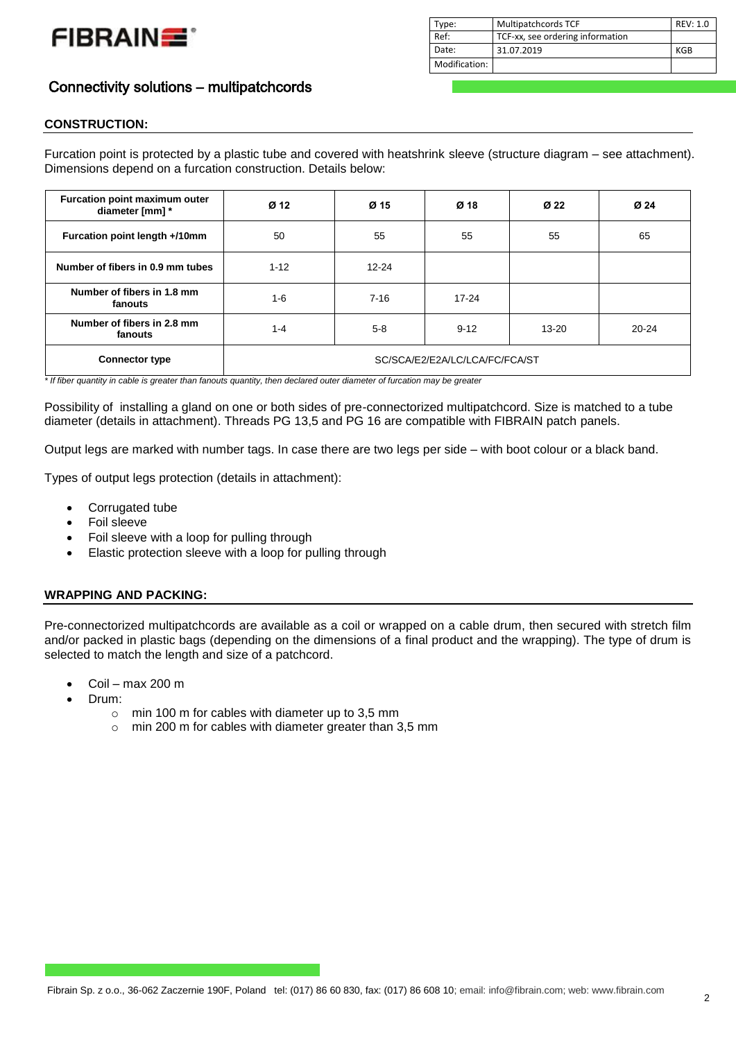## Connectivity solutions – multipatchcords

### CONSTRUCTION:

Furcation point is protected by a plastic tube and covered with heatshrink sleeve (structure diagram – see attachment). Dimensions depend on a furcation construction. Details below:

| Furcation point maximum outer diameter [mm] * | Ø 12 | Ø 15 | Ø 18 | Ø 22 | Ø 24 |
|---|---|---|---|---|---|
| Furcation point length +/10mm | 50 | 55 | 55 | 55 | 65 |
| Number of fibers in 0.9 mm tubes | 1-12 | 12-24 | | | |
| Number of fibers in 1.8 mm fanouts | 1-6 | 7-16 | 17-24 | | |
| Number of fibers in 2.8 mm fanouts | 1-4 | 5-8 | 9-12 | 13-20 | 20-24 |
| Connector type | SC/SCA/E2/E2A/LC/LCA/FC/FCA/ST | | | | |

*\* If fiber quantity in cable is greater than fanouts quantity, then declared outer diameter of furcation may be greater*

Possibility of installing a gland on one or both sides of pre-connectorized multipatchcord. Size is matched to a tube diameter (details in attachment). Threads PG 13,5 and PG 16 are compatible with FIBRAIN patch panels.

Output legs are marked with number tags. In case there are two legs per side – with boot colour or a black band.

Types of output legs protection (details in attachment):

- Corrugated tube
- Foil sleeve
- Foil sleeve with a loop for pulling through
- Elastic protection sleeve with a loop for pulling through

### WRAPPING AND PACKING:

Pre-connectorized multipatchcords are available as a coil or wrapped on a cable drum, then secured with stretch film and/or packed in plastic bags (depending on the dimensions of a final product and the wrapping). The type of drum is selected to match the length and size of a patchcord.

- Coil – max 200 m
- Drum:
  - min 100 m for cables with diameter up to 3,5 mm
  - min 200 m for cables with diameter greater than 3,5 mm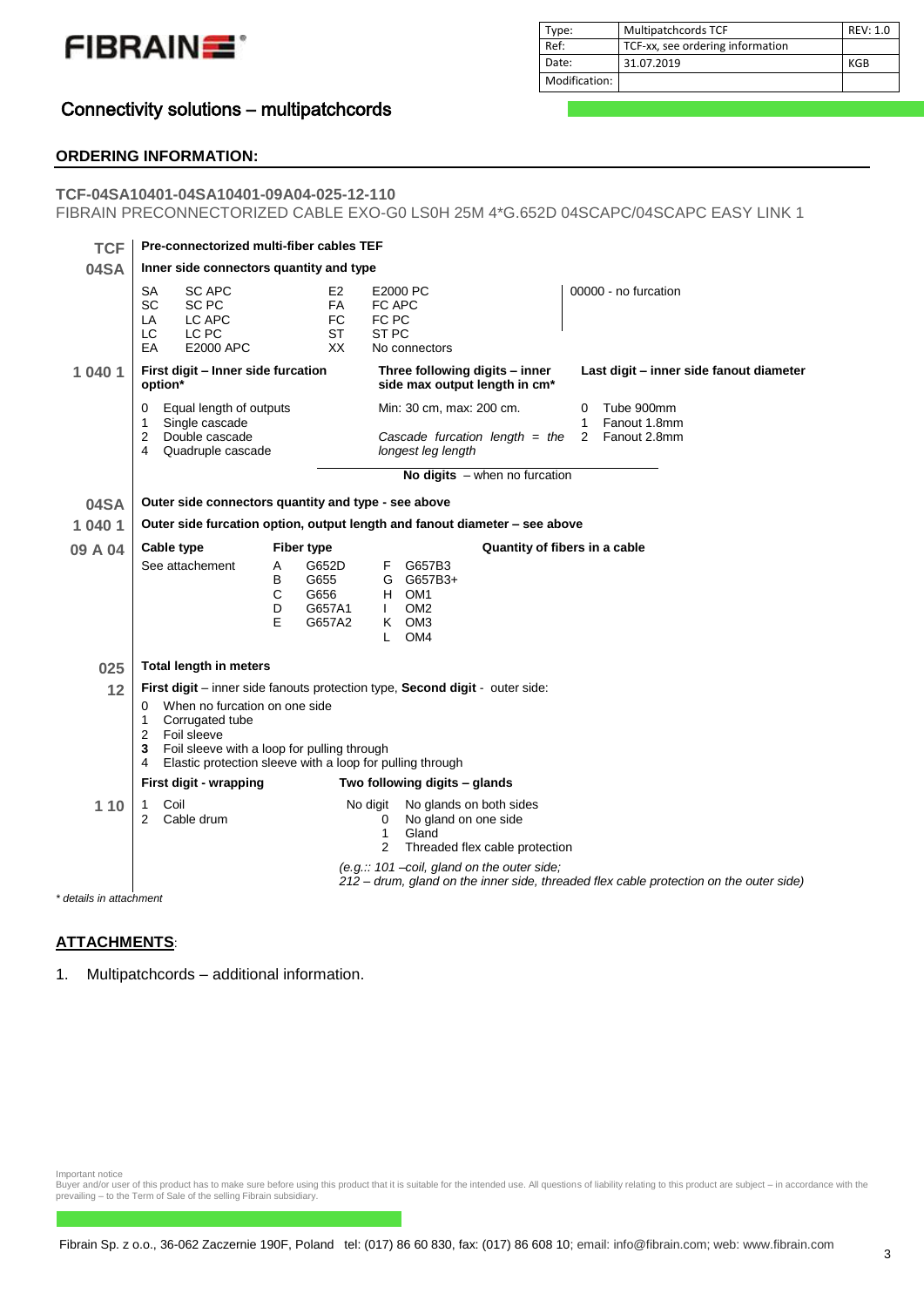FIBRAIN

| Type: | Multipatchcords TCF | REV: 1.0 |
|---|---|---|
| Ref: | TCF-xx, see ordering information | |
| Date: | 31.07.2019 | KGB |
| Modification: | | |

## Connectivity solutions – multipatchcords

### ORDERING INFORMATION:

**TCF-04SA10401-04SA10401-09A04-025-12-110**

FIBRAIN PRECONNECTORIZED CABLE EXO-G0 LS0H 25M 4*G.652D 04SCAPC/04SCAPC EASY LINK 1

**TCF** – **Pre-connectorized multi-fiber cables TEF**

**04SA** – **Inner side connectors quantity and type**

| | | | | |
|---|---|---|---|---|
| SA | SC APC | E2 | E2000 PC | 00000 - no furcation |
| SC | SC PC | FA | FC APC | |
| LA | LC APC | FC | FC PC | |
| LC | LC PC | ST | ST PC | |
| EA | E2000 APC | XX | No connectors | |

**1 040 1**

**First digit – Inner side furcation option***
- 0 Equal length of outputs
- 1 Single cascade
- 2 Double cascade
- 4 Quadruple cascade

**Three following digits – inner side max output length in cm***
- Min: 30 cm, max: 200 cm.
- *Cascade furcation length = the longest leg length*

**Last digit – inner side fanout diameter**
- 0 Tube 900mm
- 1 Fanout 1.8mm
- 2 Fanout 2.8mm

**No digits** – when no furcation

**04SA** – **Outer side connectors quantity and type - see above**

**1 040 1** – **Outer side furcation option, output length and fanout diameter – see above**

**09 A 04**

**Cable type**
- See attachement

**Fiber type**

| | | | |
|---|---|---|---|
| A | G652D | F | G657B3 |
| B | G655 | G | G657B3+ |
| C | G656 | H | OM1 |
| D | G657A1 | I | OM2 |
| E | G657A2 | K | OM3 |
| | | L | OM4 |

**Quantity of fibers in a cable**

**025** – **Total length in meters**

**12** – **First digit** – inner side fanouts protection type, **Second digit** - outer side:
- 0 When no furcation on one side
- 1 Corrugated tube
- 2 Foil sleeve
- **3** Foil sleeve with a loop for pulling through
- 4 Elastic protection sleeve with a loop for pulling through

**1 10**

**First digit - wrapping**
- 1 Coil
- 2 Cable drum

**Two following digits – glands**
- No digit – No glands on both sides
- 0 No gland on one side
- 1 Gland
- 2 Threaded flex cable protection

*(e.g.:: 101 –coil, gland on the outer side;*
*212 – drum, gland on the inner side, threaded flex cable protection on the outer side)*

*\* details in attachment*

### ATTACHMENTS:

1. Multipatchcords – additional information.

Important notice
Buyer and/or user of this product has to make sure before using this product that it is suitable for the intended use. All questions of liability relating to this product are subject – in accordance with the prevailing – to the Term of Sale of the selling Fibrain subsidiary.

Fibrain Sp. z o.o., 36-062 Zaczernie 190F, Poland tel: (017) 86 60 830, fax: (017) 86 608 10; email: info@fibrain.com; web: www.fibrain.com